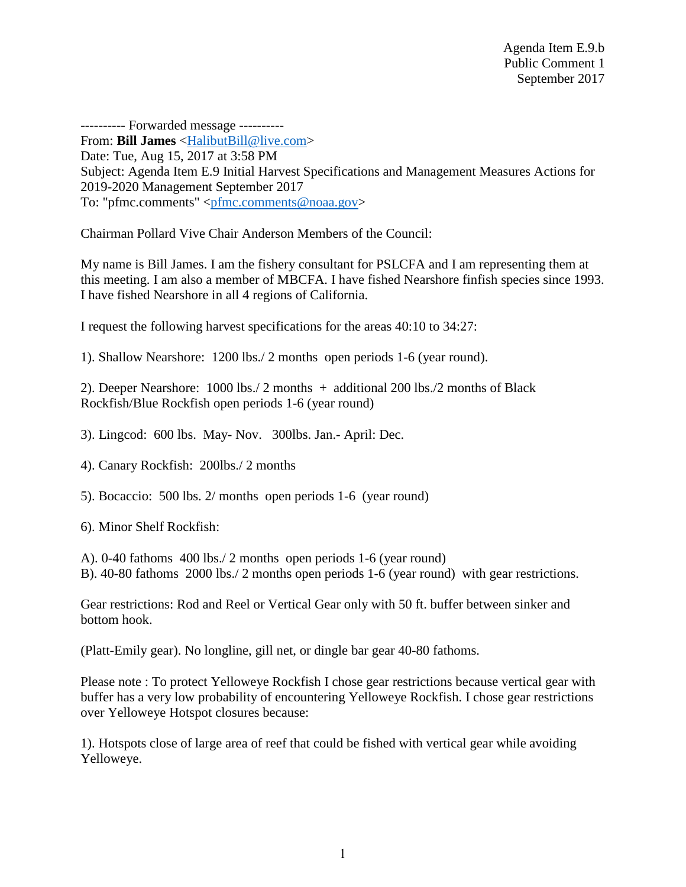Agenda Item E.9.b
Public Comment 1
September 2017

---------- Forwarded message ----------
From: **Bill James** <HalibutBill@live.com>
Date: Tue, Aug 15, 2017 at 3:58 PM
Subject: Agenda Item E.9 Initial Harvest Specifications and Management Measures Actions for 2019-2020 Management September 2017
To: "pfmc.comments" <pfmc.comments@noaa.gov>

Chairman Pollard Vive Chair Anderson Members of the Council:

My name is Bill James. I am the fishery consultant for PSLCFA and I am representing them at this meeting. I am also a member of MBCFA. I have fished Nearshore finfish species since 1993. I have fished Nearshore in all 4 regions of California.

I request the following harvest specifications for the areas 40:10 to 34:27:

1). Shallow Nearshore: 1200 lbs./ 2 months open periods 1-6 (year round).

2). Deeper Nearshore: 1000 lbs./ 2 months + additional 200 lbs./2 months of Black Rockfish/Blue Rockfish open periods 1-6 (year round)

3). Lingcod: 600 lbs. May- Nov. 300lbs. Jan.- April: Dec.

4). Canary Rockfish: 200lbs./ 2 months

5). Bocaccio: 500 lbs. 2/ months open periods 1-6 (year round)

6). Minor Shelf Rockfish:

A). 0-40 fathoms 400 lbs./ 2 months open periods 1-6 (year round)
B). 40-80 fathoms 2000 lbs./ 2 months open periods 1-6 (year round) with gear restrictions.

Gear restrictions: Rod and Reel or Vertical Gear only with 50 ft. buffer between sinker and bottom hook.

(Platt-Emily gear). No longline, gill net, or dingle bar gear 40-80 fathoms.

Please note : To protect Yelloweye Rockfish I chose gear restrictions because vertical gear with buffer has a very low probability of encountering Yelloweye Rockfish. I chose gear restrictions over Yelloweye Hotspot closures because:

1). Hotspots close of large area of reef that could be fished with vertical gear while avoiding Yelloweye.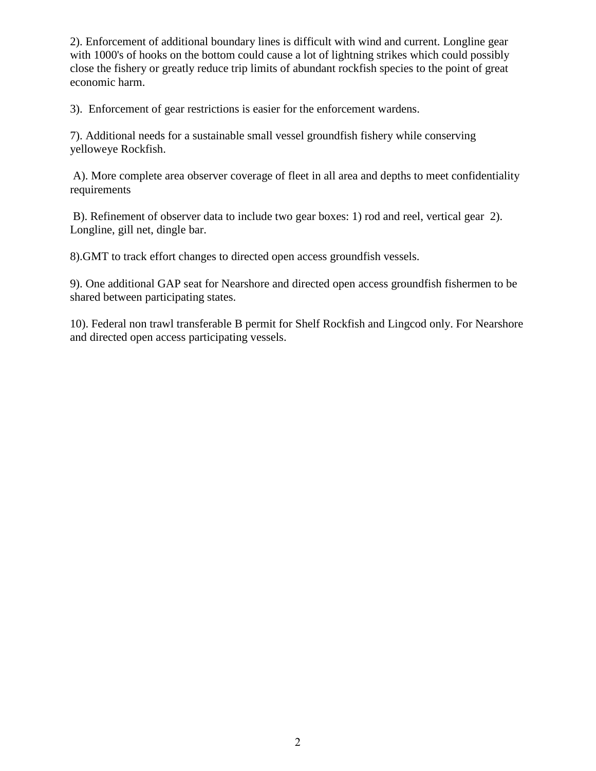2). Enforcement of additional boundary lines is difficult with wind and current. Longline gear with 1000's of hooks on the bottom could cause a lot of lightning strikes which could possibly close the fishery or greatly reduce trip limits of abundant rockfish species to the point of great economic harm.

3). Enforcement of gear restrictions is easier for the enforcement wardens.

7). Additional needs for a sustainable small vessel groundfish fishery while conserving yelloweye Rockfish.

A). More complete area observer coverage of fleet in all area and depths to meet confidentiality requirements

B). Refinement of observer data to include two gear boxes: 1) rod and reel, vertical gear 2). Longline, gill net, dingle bar.

8).GMT to track effort changes to directed open access groundfish vessels.

9). One additional GAP seat for Nearshore and directed open access groundfish fishermen to be shared between participating states.

10). Federal non trawl transferable B permit for Shelf Rockfish and Lingcod only. For Nearshore and directed open access participating vessels.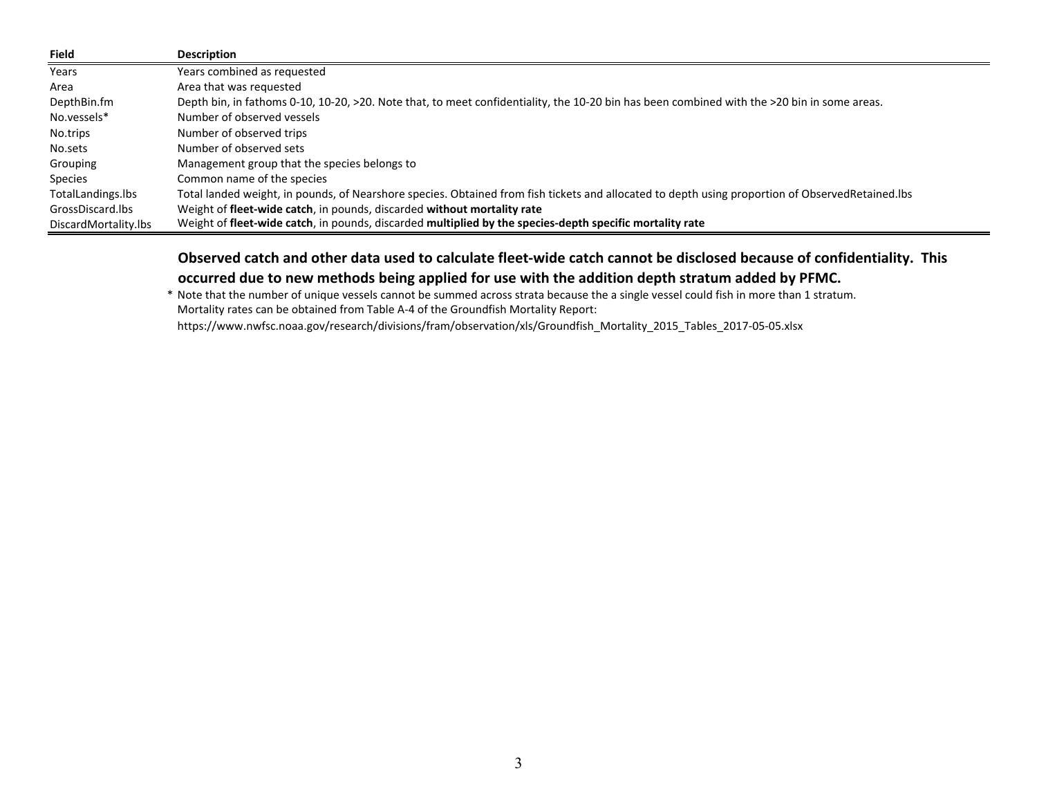| Field | Description |
|---|---|
| Years | Years combined as requested |
| Area | Area that was requested |
| DepthBin.fm | Depth bin, in fathoms 0-10, 10-20, >20. Note that, to meet confidentiality, the 10-20 bin has been combined with the >20 bin in some areas. |
| No.vessels* | Number of observed vessels |
| No.trips | Number of observed trips |
| No.sets | Number of observed sets |
| Grouping | Management group that the species belongs to |
| Species | Common name of the species |
| TotalLandings.lbs | Total landed weight, in pounds, of Nearshore species. Obtained from fish tickets and allocated to depth using proportion of ObservedRetained.lbs |
| GrossDiscard.lbs | Weight of **fleet-wide catch**, in pounds, discarded **without mortality rate** |
| DiscardMortality.lbs | Weight of **fleet-wide catch**, in pounds, discarded **multiplied by the species-depth specific mortality rate** |

**Observed catch and other data used to calculate fleet-wide catch cannot be disclosed because of confidentiality. This occurred due to new methods being applied for use with the addition depth stratum added by PFMC.**

\* Note that the number of unique vessels cannot be summed across strata because the a single vessel could fish in more than 1 stratum.
Mortality rates can be obtained from Table A-4 of the Groundfish Mortality Report:
https://www.nwfsc.noaa.gov/research/divisions/fram/observation/xls/Groundfish_Mortality_2015_Tables_2017-05-05.xlsx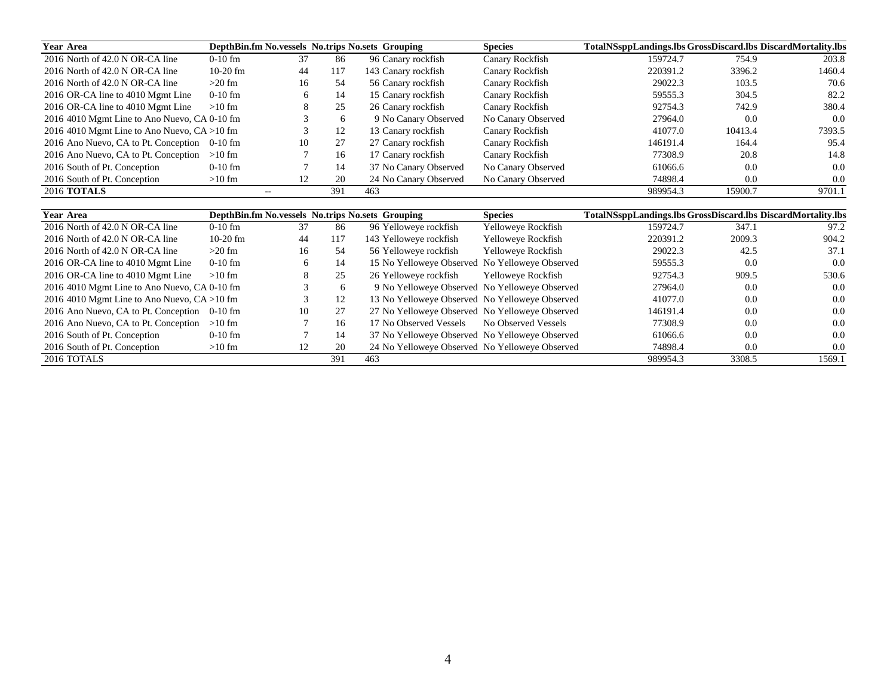| Year | Area | DepthBin.fm | No.vessels | No.trips | No.sets | Grouping | Species | TotalNSsppLandings.lbs | GrossDiscard.lbs | DiscardMortality.lbs |
|---|---|---|---|---|---|---|---|---|---|---|
| 2016 | North of 42.0 N OR-CA line | 0-10 fm | 37 | 86 | 96 | Canary rockfish | Canary Rockfish | 159724.7 | 754.9 | 203.8 |
| 2016 | North of 42.0 N OR-CA line | 10-20 fm | 44 | 117 | 143 | Canary rockfish | Canary Rockfish | 220391.2 | 3396.2 | 1460.4 |
| 2016 | North of 42.0 N OR-CA line | >20 fm | 16 | 54 | 56 | Canary rockfish | Canary Rockfish | 29022.3 | 103.5 | 70.6 |
| 2016 | OR-CA line to 4010 Mgmt Line | 0-10 fm | 6 | 14 | 15 | Canary rockfish | Canary Rockfish | 59555.3 | 304.5 | 82.2 |
| 2016 | OR-CA line to 4010 Mgmt Line | >10 fm | 8 | 25 | 26 | Canary rockfish | Canary Rockfish | 92754.3 | 742.9 | 380.4 |
| 2016 | 4010 Mgmt Line to Ano Nuevo, CA | 0-10 fm | 3 | 6 | 9 | No Canary Observed | No Canary Observed | 27964.0 | 0.0 | 0.0 |
| 2016 | 4010 Mgmt Line to Ano Nuevo, CA | >10 fm | 3 | 12 | 13 | Canary rockfish | Canary Rockfish | 41077.0 | 10413.4 | 7393.5 |
| 2016 | Ano Nuevo, CA to Pt. Conception | 0-10 fm | 10 | 27 | 27 | Canary rockfish | Canary Rockfish | 146191.4 | 164.4 | 95.4 |
| 2016 | Ano Nuevo, CA to Pt. Conception | >10 fm | 7 | 16 | 17 | Canary rockfish | Canary Rockfish | 77308.9 | 20.8 | 14.8 |
| 2016 | South of Pt. Conception | 0-10 fm | 7 | 14 | 37 | No Canary Observed | No Canary Observed | 61066.6 | 0.0 | 0.0 |
| 2016 | South of Pt. Conception | >10 fm | 12 | 20 | 24 | No Canary Observed | No Canary Observed | 74898.4 | 0.0 | 0.0 |
| 2016 | **TOTALS** | | -- | 391 | 463 | | | 989954.3 | 15900.7 | 9701.1 |

| Year | Area | DepthBin.fm | No.vessels | No.trips | No.sets | Grouping | Species | TotalNSsppLandings.lbs | GrossDiscard.lbs | DiscardMortality.lbs |
|---|---|---|---|---|---|---|---|---|---|---|
| 2016 | North of 42.0 N OR-CA line | 0-10 fm | 37 | 86 | 96 | Yelloweye rockfish | Yelloweye Rockfish | 159724.7 | 347.1 | 97.2 |
| 2016 | North of 42.0 N OR-CA line | 10-20 fm | 44 | 117 | 143 | Yelloweye rockfish | Yelloweye Rockfish | 220391.2 | 2009.3 | 904.2 |
| 2016 | North of 42.0 N OR-CA line | >20 fm | 16 | 54 | 56 | Yelloweye rockfish | Yelloweye Rockfish | 29022.3 | 42.5 | 37.1 |
| 2016 | OR-CA line to 4010 Mgmt Line | 0-10 fm | 6 | 14 | 15 | No Yelloweye Observed | No Yelloweye Observed | 59555.3 | 0.0 | 0.0 |
| 2016 | OR-CA line to 4010 Mgmt Line | >10 fm | 8 | 25 | 26 | Yelloweye rockfish | Yelloweye Rockfish | 92754.3 | 909.5 | 530.6 |
| 2016 | 4010 Mgmt Line to Ano Nuevo, CA | 0-10 fm | 3 | 6 | 9 | No Yelloweye Observed | No Yelloweye Observed | 27964.0 | 0.0 | 0.0 |
| 2016 | 4010 Mgmt Line to Ano Nuevo, CA | >10 fm | 3 | 12 | 13 | No Yelloweye Observed | No Yelloweye Observed | 41077.0 | 0.0 | 0.0 |
| 2016 | Ano Nuevo, CA to Pt. Conception | 0-10 fm | 10 | 27 | 27 | No Yelloweye Observed | No Yelloweye Observed | 146191.4 | 0.0 | 0.0 |
| 2016 | Ano Nuevo, CA to Pt. Conception | >10 fm | 7 | 16 | 17 | No Observed Vessels | No Observed Vessels | 77308.9 | 0.0 | 0.0 |
| 2016 | South of Pt. Conception | 0-10 fm | 7 | 14 | 37 | No Yelloweye Observed | No Yelloweye Observed | 61066.6 | 0.0 | 0.0 |
| 2016 | South of Pt. Conception | >10 fm | 12 | 20 | 24 | No Yelloweye Observed | No Yelloweye Observed | 74898.4 | 0.0 | 0.0 |
| 2016 | TOTALS | | | 391 | 463 | | | 989954.3 | 3308.5 | 1569.1 |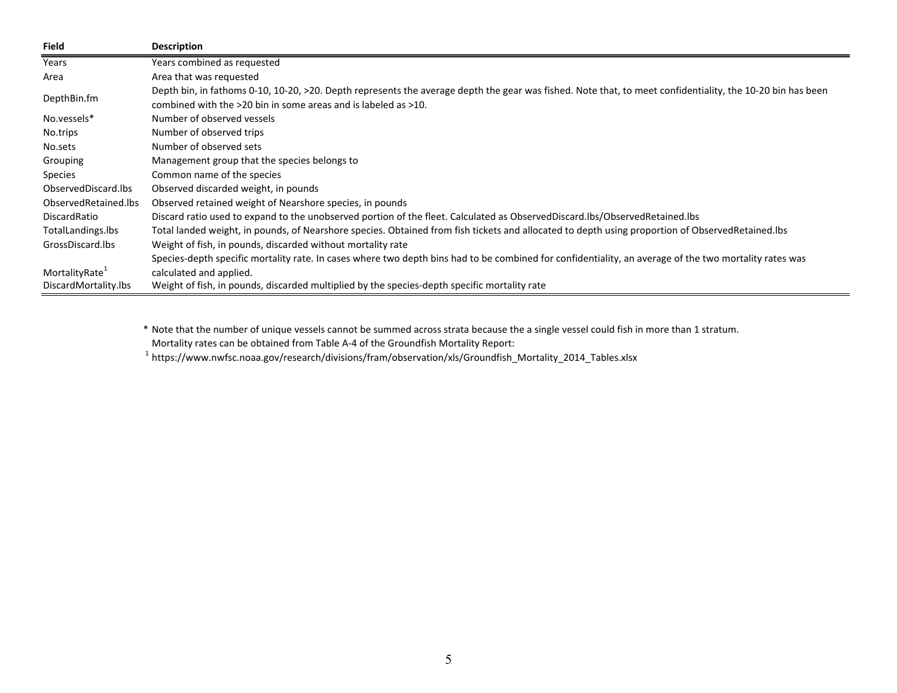| Field | Description |
|---|---|
| Years | Years combined as requested |
| Area | Area that was requested |
| DepthBin.fm | Depth bin, in fathoms 0-10, 10-20, >20. Depth represents the average depth the gear was fished. Note that, to meet confidentiality, the 10-20 bin has been combined with the >20 bin in some areas and is labeled as >10. |
| No.vessels* | Number of observed vessels |
| No.trips | Number of observed trips |
| No.sets | Number of observed sets |
| Grouping | Management group that the species belongs to |
| Species | Common name of the species |
| ObservedDiscard.lbs | Observed discarded weight, in pounds |
| ObservedRetained.lbs | Observed retained weight of Nearshore species, in pounds |
| DiscardRatio | Discard ratio used to expand to the unobserved portion of the fleet. Calculated as ObservedDiscard.lbs/ObservedRetained.lbs |
| TotalLandings.lbs | Total landed weight, in pounds, of Nearshore species. Obtained from fish tickets and allocated to depth using proportion of ObservedRetained.lbs |
| GrossDiscard.lbs | Weight of fish, in pounds, discarded without mortality rate |
| MortalityRate[1] | Species-depth specific mortality rate. In cases where two depth bins had to be combined for confidentiality, an average of the two mortality rates was calculated and applied. |
| DiscardMortality.lbs | Weight of fish, in pounds, discarded multiplied by the species-depth specific mortality rate |

* Note that the number of unique vessels cannot be summed across strata because the a single vessel could fish in more than 1 stratum.

Mortality rates can be obtained from Table A-4 of the Groundfish Mortality Report:

[1] https://www.nwfsc.noaa.gov/research/divisions/fram/observation/xls/Groundfish_Mortality_2014_Tables.xlsx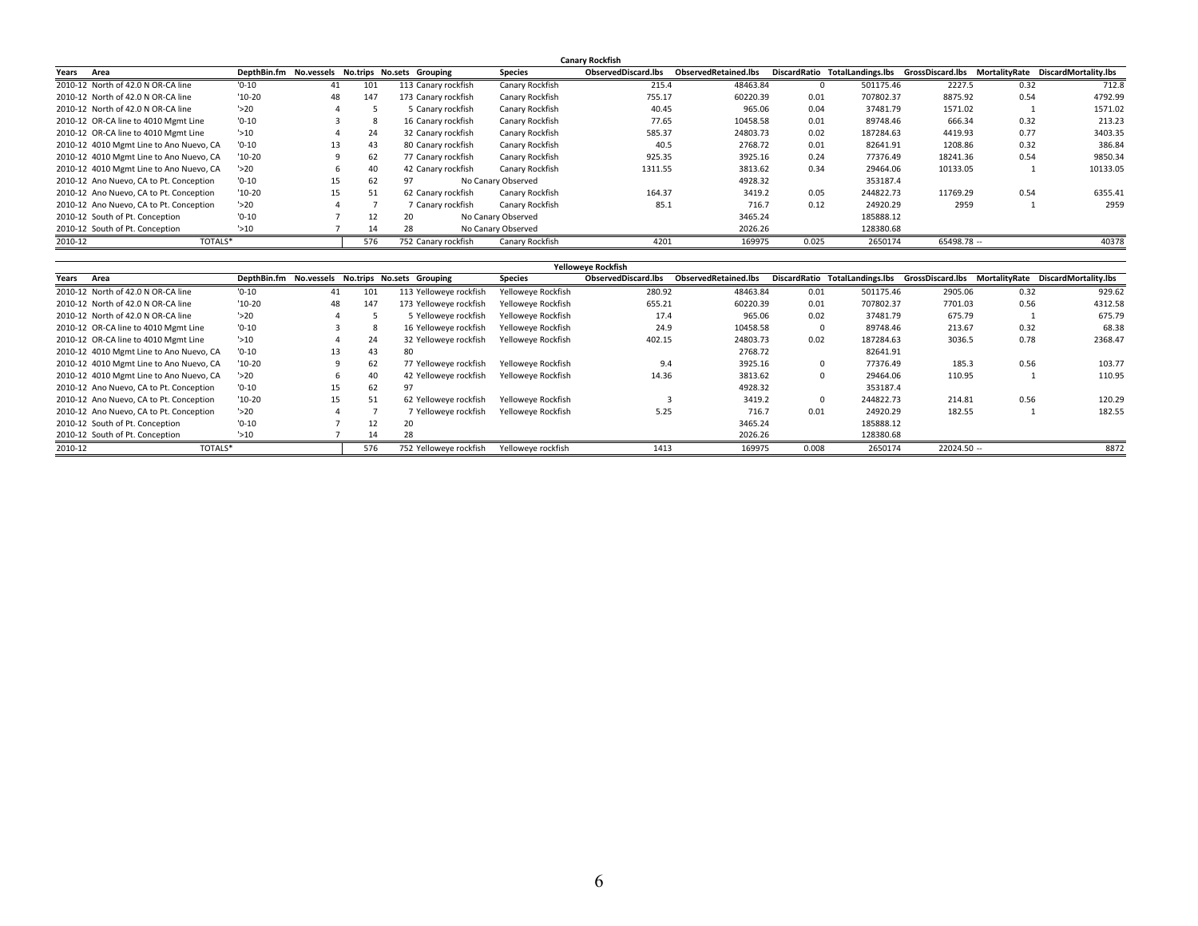**Canary Rockfish**

| Years | Area | DepthBin.fm | No.vessels | No.trips | No.sets | Grouping | Species | ObservedDiscard.lbs | ObservedRetained.lbs | DiscardRatio | TotalLandings.lbs | GrossDiscard.lbs | MortalityRate | DiscardMortality.lbs |
|---|---|---|---|---|---|---|---|---|---|---|---|---|---|---|
| 2010-12 | North of 42.0 N OR-CA line | '0-10 | 41 | 101 | 113 | Canary rockfish | Canary Rockfish | 215.4 | 48463.84 | 0 | 501175.46 | 2227.5 | 0.32 | 712.8 |
| 2010-12 | North of 42.0 N OR-CA line | '10-20 | 48 | 147 | 173 | Canary rockfish | Canary Rockfish | 755.17 | 60220.39 | 0.01 | 707802.37 | 8875.92 | 0.54 | 4792.99 |
| 2010-12 | North of 42.0 N OR-CA line | '>20 | 4 | 5 | 5 | Canary rockfish | Canary Rockfish | 40.45 | 965.06 | 0.04 | 37481.79 | 1571.02 | 1 | 1571.02 |
| 2010-12 | OR-CA line to 4010 Mgmt Line | '0-10 | 3 | 8 | 16 | Canary rockfish | Canary Rockfish | 77.65 | 10458.58 | 0.01 | 89748.46 | 666.34 | 0.32 | 213.23 |
| 2010-12 | OR-CA line to 4010 Mgmt Line | '>10 | 4 | 24 | 32 | Canary rockfish | Canary Rockfish | 585.37 | 24803.73 | 0.02 | 187284.63 | 4419.93 | 0.77 | 3403.35 |
| 2010-12 | 4010 Mgmt Line to Ano Nuevo, CA | '0-10 | 13 | 43 | 80 | Canary rockfish | Canary Rockfish | 40.5 | 2768.72 | 0.01 | 82641.91 | 1208.86 | 0.32 | 386.84 |
| 2010-12 | 4010 Mgmt Line to Ano Nuevo, CA | '10-20 | 9 | 62 | 77 | Canary rockfish | Canary Rockfish | 925.35 | 3925.16 | 0.24 | 77376.49 | 18241.36 | 0.54 | 9850.34 |
| 2010-12 | 4010 Mgmt Line to Ano Nuevo, CA | '>20 | 6 | 40 | 42 | Canary rockfish | Canary Rockfish | 1311.55 | 3813.62 | 0.34 | 29464.06 | 10133.05 | 1 | 10133.05 |
| 2010-12 | Ano Nuevo, CA to Pt. Conception | '0-10 | 15 | 62 | 97 | No Canary Observed | | | 4928.32 | | 353187.4 | | | |
| 2010-12 | Ano Nuevo, CA to Pt. Conception | '10-20 | 15 | 51 | 62 | Canary rockfish | Canary Rockfish | 164.37 | 3419.2 | 0.05 | 248822.73 | 11769.29 | 0.54 | 6355.41 |
| 2010-12 | Ano Nuevo, CA to Pt. Conception | '>20 | 4 | 7 | 7 | Canary rockfish | Canary Rockfish | 85.1 | 716.7 | 0.12 | 24920.29 | 2959 | 1 | 2959 |
| 2010-12 | South of Pt. Conception | '0-10 | 7 | 12 | 20 | No Canary Observed | | | 3465.24 | | 185888.12 | | | |
| 2010-12 | South of Pt. Conception | '>10 | 7 | 14 | 28 | No Canary Observed | | | 2026.26 | | 128380.68 | | | |
| 2010-12 | TOTALS* | | | 576 | 752 | Canary rockfish | Canary Rockfish | 4201 | 169975 | 0.025 | 2650174 | 65498.78 | -- | 40378 |

**Yelloweye Rockfish**

| Years | Area | DepthBin.fm | No.vessels | No.trips | No.sets | Grouping | Species | ObservedDiscard.lbs | ObservedRetained.lbs | DiscardRatio | TotalLandings.lbs | GrossDiscard.lbs | MortalityRate | DiscardMortality.lbs |
|---|---|---|---|---|---|---|---|---|---|---|---|---|---|---|
| 2010-12 | North of 42.0 N OR-CA line | '0-10 | 41 | 101 | 113 | Yelloweye rockfish | Yelloweye Rockfish | 280.92 | 48463.84 | 0.01 | 501175.46 | 2905.06 | 0.32 | 929.62 |
| 2010-12 | North of 42.0 N OR-CA line | '10-20 | 48 | 147 | 173 | Yelloweye rockfish | Yelloweye Rockfish | 655.21 | 60220.39 | 0.01 | 707802.37 | 7701.03 | 0.56 | 4312.58 |
| 2010-12 | North of 42.0 N OR-CA line | '>20 | 4 | 5 | 5 | Yelloweye rockfish | Yelloweye Rockfish | 17.4 | 965.06 | 0.02 | 37481.79 | 675.79 | 1 | 675.79 |
| 2010-12 | OR-CA line to 4010 Mgmt Line | '0-10 | 3 | 8 | 16 | Yelloweye rockfish | Yelloweye Rockfish | 24.9 | 10458.58 | 0 | 89748.46 | 213.67 | 0.32 | 68.38 |
| 2010-12 | OR-CA line to 4010 Mgmt Line | '>10 | 4 | 24 | 32 | Yelloweye rockfish | Yelloweye Rockfish | 402.15 | 24803.73 | 0.02 | 187284.63 | 3036.5 | 0.78 | 2368.47 |
| 2010-12 | 4010 Mgmt Line to Ano Nuevo, CA | '0-10 | 13 | 43 | 80 | | | | 2768.72 | | 82641.91 | | | |
| 2010-12 | 4010 Mgmt Line to Ano Nuevo, CA | '10-20 | 9 | 62 | 77 | Yelloweye rockfish | Yelloweye Rockfish | 9.4 | 3925.16 | 0 | 77376.49 | 185.3 | 0.56 | 103.77 |
| 2010-12 | 4010 Mgmt Line to Ano Nuevo, CA | '>20 | 6 | 40 | 42 | Yelloweye rockfish | Yelloweye Rockfish | 14.36 | 3813.62 | 0 | 29464.06 | 110.95 | 1 | 110.95 |
| 2010-12 | Ano Nuevo, CA to Pt. Conception | '0-10 | 15 | 62 | 97 | | | | 4928.32 | | 353187.4 | | | |
| 2010-12 | Ano Nuevo, CA to Pt. Conception | '10-20 | 15 | 51 | 62 | Yelloweye rockfish | Yelloweye Rockfish | 3 | 3419.2 | 0 | 248822.73 | 214.81 | 0.56 | 120.29 |
| 2010-12 | Ano Nuevo, CA to Pt. Conception | '>20 | 4 | 7 | 7 | Yelloweye rockfish | Yelloweye Rockfish | 5.25 | 716.7 | 0.01 | 24920.29 | 182.55 | 1 | 182.55 |
| 2010-12 | South of Pt. Conception | '0-10 | 7 | 12 | 20 | | | | 3465.24 | | 185888.12 | | | |
| 2010-12 | South of Pt. Conception | '>10 | 7 | 14 | 28 | | | | 2026.26 | | 128380.68 | | | |
| 2010-12 | TOTALS* | | | 576 | 752 | Yelloweye rockfish | Yelloweye rockfish | 1413 | 169975 | 0.008 | 2650174 | 22024.50 | -- | 8872 |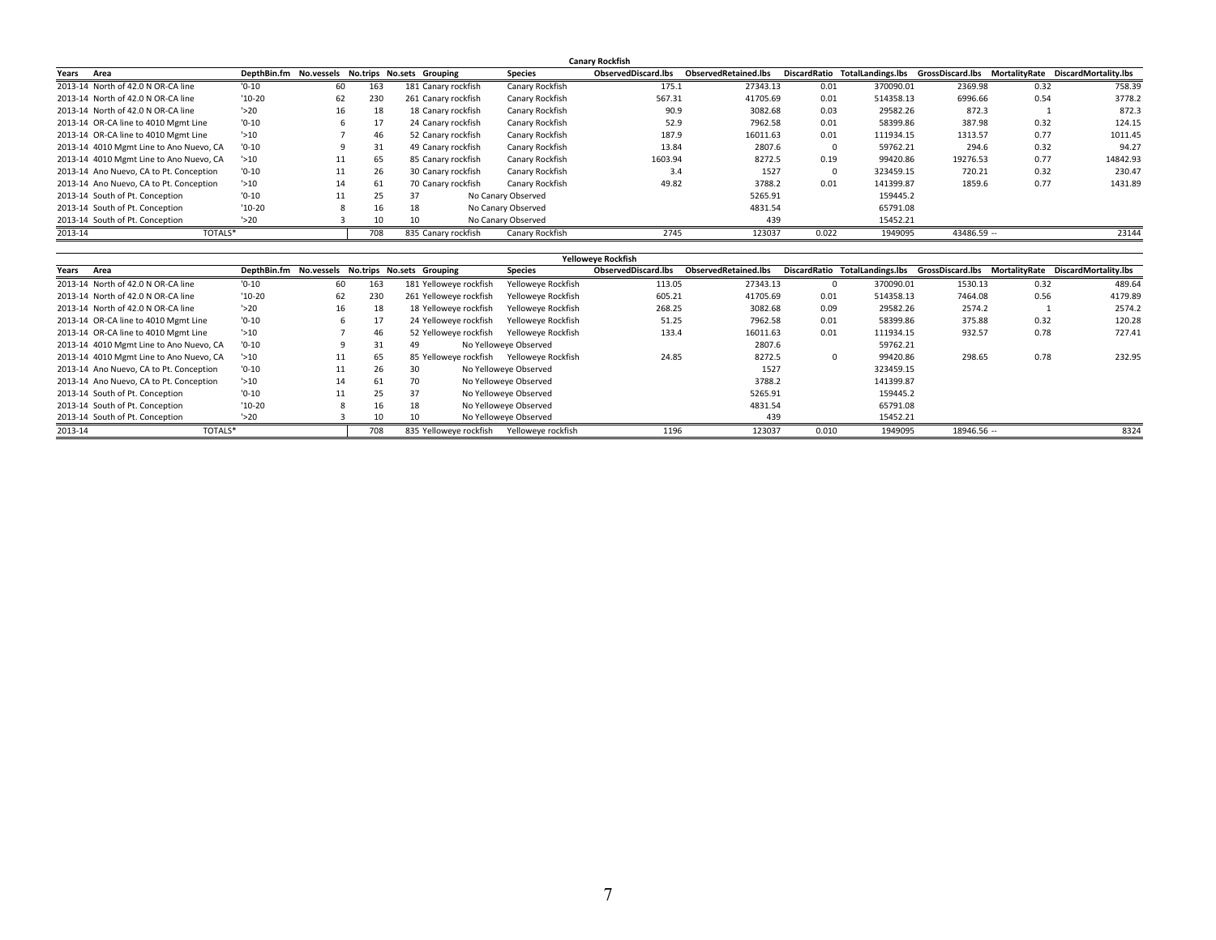**Canary Rockfish**

| Years | Area | DepthBin.fm | No.vessels | No.trips | No.sets | Grouping | Species | ObservedDiscard.lbs | ObservedRetained.lbs | DiscardRatio | TotalLandings.lbs | GrossDiscard.lbs | MortalityRate | DiscardMortality.lbs |
|---|---|---|---|---|---|---|---|---|---|---|---|---|---|---|
| 2013-14 | North of 42.0 N OR-CA line | '0-10 | 60 | 163 | 181 | Canary rockfish | Canary Rockfish | 175.1 | 27343.13 | 0.01 | 370090.01 | 2369.98 | 0.32 | 758.39 |
| 2013-14 | North of 42.0 N OR-CA line | '10-20 | 62 | 230 | 261 | Canary rockfish | Canary Rockfish | 567.31 | 41705.69 | 0.01 | 514358.13 | 6996.66 | 0.54 | 3778.2 |
| 2013-14 | North of 42.0 N OR-CA line | '>20 | 16 | 18 | 18 | Canary rockfish | Canary Rockfish | 90.9 | 3082.68 | 0.03 | 29582.26 | 872.3 | 1 | 872.3 |
| 2013-14 | OR-CA line to 4010 Mgmt Line | '0-10 | 6 | 17 | 24 | Canary rockfish | Canary Rockfish | 52.9 | 7962.58 | 0.01 | 58399.86 | 387.98 | 0.32 | 124.15 |
| 2013-14 | OR-CA line to 4010 Mgmt Line | '>10 | 7 | 46 | 52 | Canary rockfish | Canary Rockfish | 187.9 | 16011.63 | 0.01 | 111934.15 | 1313.57 | 0.77 | 1011.45 |
| 2013-14 | 4010 Mgmt Line to Ano Nuevo, CA | '0-10 | 9 | 31 | 49 | Canary rockfish | Canary Rockfish | 13.84 | 2807.6 | 0 | 59762.21 | 294.6 | 0.32 | 94.27 |
| 2013-14 | 4010 Mgmt Line to Ano Nuevo, CA | '>10 | 11 | 65 | 85 | Canary rockfish | Canary Rockfish | 1603.94 | 8272.5 | 0.19 | 99420.86 | 19276.53 | 0.77 | 14842.93 |
| 2013-14 | Ano Nuevo, CA to Pt. Conception | '0-10 | 11 | 26 | 30 | Canary rockfish | Canary Rockfish | 3.4 | 1527 | 0 | 323459.15 | 720.21 | 0.32 | 230.47 |
| 2013-14 | Ano Nuevo, CA to Pt. Conception | '>10 | 14 | 61 | 70 | Canary rockfish | Canary Rockfish | 49.82 | 3788.2 | 0.01 | 141399.87 | 1859.6 | 0.77 | 1431.89 |
| 2013-14 | South of Pt. Conception | '0-10 | 11 | 25 | 37 | No Canary Observed | | | 5265.91 | | 159445.2 | | | |
| 2013-14 | South of Pt. Conception | '10-20 | 8 | 16 | 18 | No Canary Observed | | | 4831.54 | | 65791.08 | | | |
| 2013-14 | South of Pt. Conception | '>20 | 3 | 10 | 10 | No Canary Observed | | | 439 | | 15452.21 | | | |
| 2013-14 | TOTALS* | | | 708 | 835 | Canary rockfish | Canary Rockfish | 2745 | 123037 | 0.022 | 1949095 | 43486.59 | -- | 23144 |

**Yelloweye Rockfish**

| Years | Area | DepthBin.fm | No.vessels | No.trips | No.sets | Grouping | Species | ObservedDiscard.lbs | ObservedRetained.lbs | DiscardRatio | TotalLandings.lbs | GrossDiscard.lbs | MortalityRate | DiscardMortality.lbs |
|---|---|---|---|---|---|---|---|---|---|---|---|---|---|---|
| 2013-14 | North of 42.0 N OR-CA line | '0-10 | 60 | 163 | 181 | Yelloweye rockfish | Yelloweye Rockfish | 113.05 | 27343.13 | 0 | 370090.01 | 1530.13 | 0.32 | 489.64 |
| 2013-14 | North of 42.0 N OR-CA line | '10-20 | 62 | 230 | 261 | Yelloweye rockfish | Yelloweye Rockfish | 605.21 | 41705.69 | 0.01 | 514358.13 | 7464.08 | 0.56 | 4179.89 |
| 2013-14 | North of 42.0 N OR-CA line | '>20 | 16 | 18 | 18 | Yelloweye rockfish | Yelloweye Rockfish | 268.25 | 3082.68 | 0.09 | 29582.26 | 2574.2 | 1 | 2574.2 |
| 2013-14 | OR-CA line to 4010 Mgmt Line | '0-10 | 6 | 17 | 24 | Yelloweye rockfish | Yelloweye Rockfish | 51.25 | 7962.58 | 0.01 | 58399.86 | 375.88 | 0.32 | 120.28 |
| 2013-14 | OR-CA line to 4010 Mgmt Line | '>10 | 7 | 46 | 52 | Yelloweye rockfish | Yelloweye Rockfish | 133.4 | 16011.63 | 0.01 | 111934.15 | 932.57 | 0.78 | 727.41 |
| 2013-14 | 4010 Mgmt Line to Ano Nuevo, CA | '0-10 | 9 | 31 | 49 | No Yelloweye Observed | | | 2807.6 | | 59762.21 | | | |
| 2013-14 | 4010 Mgmt Line to Ano Nuevo, CA | '>10 | 11 | 65 | 85 | Yelloweye rockfish | Yelloweye Rockfish | 24.85 | 8272.5 | 0 | 99420.86 | 298.65 | 0.78 | 232.95 |
| 2013-14 | Ano Nuevo, CA to Pt. Conception | '0-10 | 11 | 26 | 30 | No Yelloweye Observed | | | 1527 | | 323459.15 | | | |
| 2013-14 | Ano Nuevo, CA to Pt. Conception | '>10 | 14 | 61 | 70 | No Yelloweye Observed | | | 3788.2 | | 141399.87 | | | |
| 2013-14 | South of Pt. Conception | '0-10 | 11 | 25 | 37 | No Yelloweye Observed | | | 5265.91 | | 159445.2 | | | |
| 2013-14 | South of Pt. Conception | '10-20 | 8 | 16 | 18 | No Yelloweye Observed | | | 4831.54 | | 65791.08 | | | |
| 2013-14 | South of Pt. Conception | '>20 | 3 | 10 | 10 | No Yelloweye Observed | | | 439 | | 15452.21 | | | |
| 2013-14 | TOTALS* | | | 708 | 835 | Yelloweye rockfish | Yelloweye rockfish | 1196 | 123037 | 0.010 | 1949095 | 18946.56 | -- | 8324 |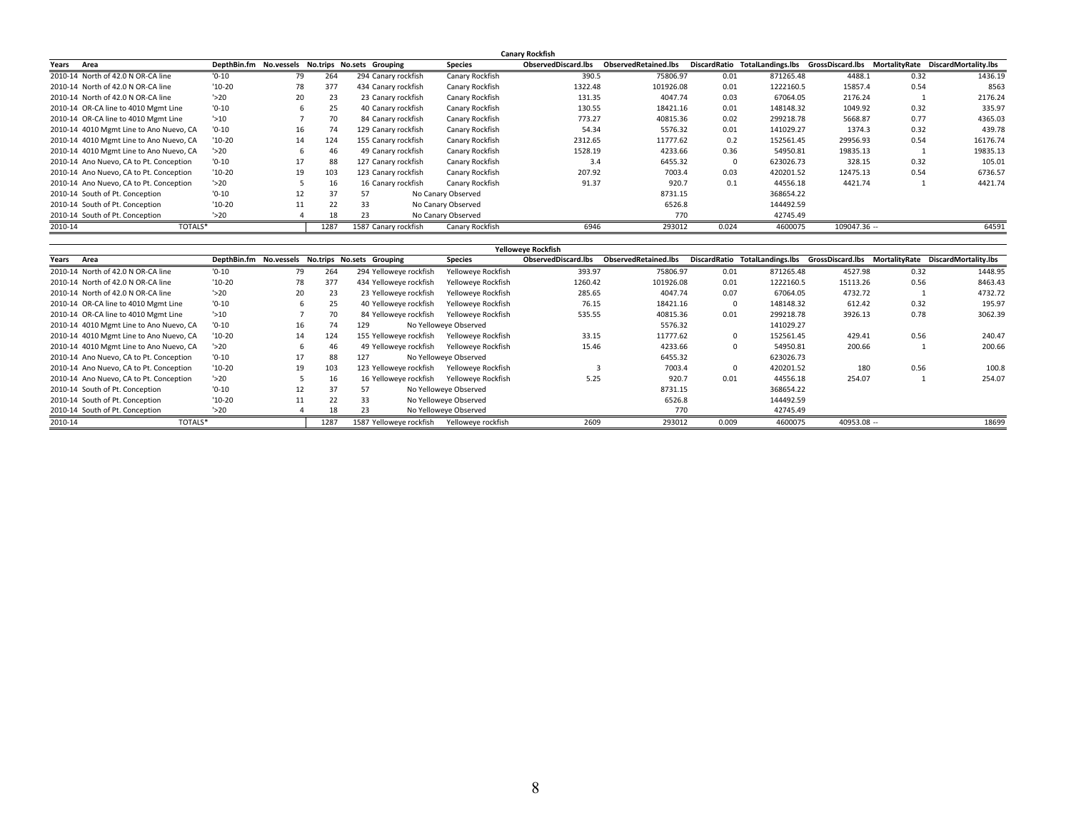**Canary Rockfish**

| Years | Area | DepthBin.fm | No.vessels | No.trips | No.sets | Grouping | Species | ObservedDiscard.lbs | ObservedRetained.lbs | DiscardRatio | TotalLandings.lbs | GrossDiscard.lbs | MortalityRate | DiscardMortality.lbs |
|---|---|---|---|---|---|---|---|---|---|---|---|---|---|---|
| 2010-14 | North of 42.0 N OR-CA line | '0-10 | 79 | 264 | 294 | Canary rockfish | Canary Rockfish | 390.5 | 75806.97 | 0.01 | 871265.48 | 4488.1 | 0.32 | 1436.19 |
| 2010-14 | North of 42.0 N OR-CA line | '10-20 | 78 | 377 | 434 | Canary rockfish | Canary Rockfish | 1322.48 | 101926.08 | 0.01 | 1222160.5 | 15857.4 | 0.54 | 8563 |
| 2010-14 | North of 42.0 N OR-CA line | '>20 | 20 | 23 | 23 | Canary rockfish | Canary Rockfish | 131.35 | 4047.74 | 0.03 | 67064.05 | 2176.24 | 1 | 2176.24 |
| 2010-14 | OR-CA line to 4010 Mgmt Line | '0-10 | 6 | 25 | 40 | Canary rockfish | Canary Rockfish | 130.55 | 18421.16 | 0.01 | 148148.32 | 1049.92 | 0.32 | 335.97 |
| 2010-14 | OR-CA line to 4010 Mgmt Line | '>10 | 7 | 70 | 84 | Canary rockfish | Canary Rockfish | 773.27 | 40815.36 | 0.02 | 299218.78 | 5668.87 | 0.77 | 4365.03 |
| 2010-14 | 4010 Mgmt Line to Ano Nuevo, CA | '0-10 | 16 | 74 | 129 | Canary rockfish | Canary Rockfish | 54.34 | 5576.32 | 0.01 | 141029.27 | 1374.3 | 0.32 | 439.78 |
| 2010-14 | 4010 Mgmt Line to Ano Nuevo, CA | '10-20 | 14 | 124 | 155 | Canary rockfish | Canary Rockfish | 2312.65 | 11777.62 | 0.2 | 152561.45 | 29956.93 | 0.54 | 16176.74 |
| 2010-14 | 4010 Mgmt Line to Ano Nuevo, CA | '>20 | 6 | 46 | 49 | Canary rockfish | Canary Rockfish | 1528.19 | 4233.66 | 0.36 | 54950.81 | 19835.13 | 1 | 19835.13 |
| 2010-14 | Ano Nuevo, CA to Pt. Conception | '0-10 | 17 | 88 | 127 | Canary rockfish | Canary Rockfish | 3.4 | 6455.32 | 0 | 623026.73 | 328.15 | 0.32 | 105.01 |
| 2010-14 | Ano Nuevo, CA to Pt. Conception | '10-20 | 19 | 103 | 123 | Canary rockfish | Canary Rockfish | 207.92 | 7003.4 | 0.03 | 420201.52 | 12475.13 | 0.54 | 6736.57 |
| 2010-14 | Ano Nuevo, CA to Pt. Conception | '>20 | 5 | 16 | 16 | Canary rockfish | Canary Rockfish | 91.37 | 920.7 | 0.1 | 44556.18 | 4421.74 | 1 | 4421.74 |
| 2010-14 | South of Pt. Conception | '0-10 | 12 | 37 | 57 | No Canary Observed | | | 8731.15 | | 368654.22 | | | |
| 2010-14 | South of Pt. Conception | '10-20 | 11 | 22 | 33 | No Canary Observed | | | 6526.8 | | 144492.59 | | | |
| 2010-14 | South of Pt. Conception | '>20 | 4 | 18 | 23 | No Canary Observed | | | 770 | | 42745.49 | | | |
| 2010-14 | TOTALS* | | | 1287 | 1587 | Canary rockfish | Canary Rockfish | 6946 | 293012 | 0.024 | 4600075 | 109047.36 | -- | 64591 |

**Yelloweye Rockfish**

| Years | Area | DepthBin.fm | No.vessels | No.trips | No.sets | Grouping | Species | ObservedDiscard.lbs | ObservedRetained.lbs | DiscardRatio | TotalLandings.lbs | GrossDiscard.lbs | MortalityRate | DiscardMortality.lbs |
|---|---|---|---|---|---|---|---|---|---|---|---|---|---|---|
| 2010-14 | North of 42.0 N OR-CA line | '0-10 | 79 | 264 | 294 | Yelloweye rockfish | Yelloweye Rockfish | 393.97 | 75806.97 | 0.01 | 871265.48 | 4527.98 | 0.32 | 1448.95 |
| 2010-14 | North of 42.0 N OR-CA line | '10-20 | 78 | 377 | 434 | Yelloweye rockfish | Yelloweye Rockfish | 1260.42 | 101926.08 | 0.01 | 1222160.5 | 15113.26 | 0.56 | 8463.43 |
| 2010-14 | North of 42.0 N OR-CA line | '>20 | 20 | 23 | 23 | Yelloweye rockfish | Yelloweye Rockfish | 285.65 | 4047.74 | 0.07 | 67064.05 | 4732.72 | 1 | 4732.72 |
| 2010-14 | OR-CA line to 4010 Mgmt Line | '0-10 | 6 | 25 | 40 | Yelloweye rockfish | Yelloweye Rockfish | 76.15 | 18421.16 | 0 | 148148.32 | 612.42 | 0.32 | 195.97 |
| 2010-14 | OR-CA line to 4010 Mgmt Line | '>10 | 7 | 70 | 84 | Yelloweye rockfish | Yelloweye Rockfish | 535.55 | 40815.36 | 0.01 | 299218.78 | 3926.13 | 0.78 | 3062.39 |
| 2010-14 | 4010 Mgmt Line to Ano Nuevo, CA | '0-10 | 16 | 74 | 129 | No Yelloweye Observed | | | 5576.32 | | 141029.27 | | | |
| 2010-14 | 4010 Mgmt Line to Ano Nuevo, CA | '10-20 | 14 | 124 | 155 | Yelloweye rockfish | Yelloweye Rockfish | 33.15 | 11777.62 | 0 | 152561.45 | 429.41 | 0.56 | 240.47 |
| 2010-14 | 4010 Mgmt Line to Ano Nuevo, CA | '>20 | 6 | 46 | 49 | Yelloweye rockfish | Yelloweye Rockfish | 15.46 | 4233.66 | 0 | 54950.81 | 200.66 | 1 | 200.66 |
| 2010-14 | Ano Nuevo, CA to Pt. Conception | '0-10 | 17 | 88 | 127 | No Yelloweye Observed | | | 6455.32 | | 623026.73 | | | |
| 2010-14 | Ano Nuevo, CA to Pt. Conception | '10-20 | 19 | 103 | 123 | Yelloweye rockfish | Yelloweye Rockfish | 3 | 7003.4 | 0 | 420201.52 | 180 | 0.56 | 100.8 |
| 2010-14 | Ano Nuevo, CA to Pt. Conception | '>20 | 5 | 16 | 16 | Yelloweye rockfish | Yelloweye Rockfish | 5.25 | 920.7 | 0.01 | 44556.18 | 254.07 | 1 | 254.07 |
| 2010-14 | South of Pt. Conception | '0-10 | 12 | 37 | 57 | No Yelloweye Observed | | | 8731.15 | | 368654.22 | | | |
| 2010-14 | South of Pt. Conception | '10-20 | 11 | 22 | 33 | No Yelloweye Observed | | | 6526.8 | | 144492.59 | | | |
| 2010-14 | South of Pt. Conception | '>20 | 4 | 18 | 23 | No Yelloweye Observed | | | 770 | | 42745.49 | | | |
| 2010-14 | TOTALS* | | | 1287 | 1587 | Yelloweye rockfish | Yelloweye rockfish | 2609 | 293012 | 0.009 | 4600075 | 40953.08 | -- | 18699 |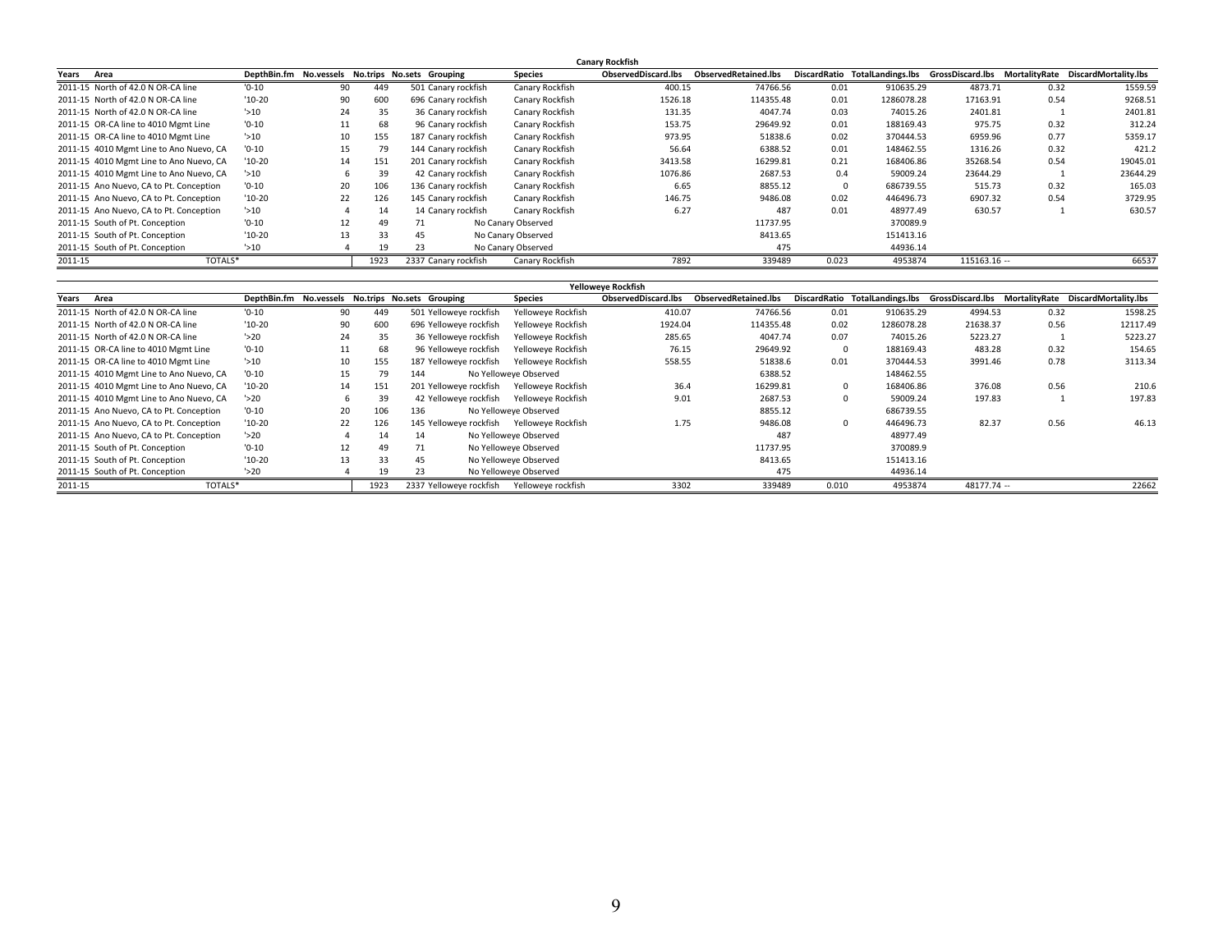**Canary Rockfish**

| Years | Area | DepthBin.fm | No.vessels | No.trips | No.sets | Grouping | Species | ObservedDiscard.lbs | ObservedRetained.lbs | DiscardRatio | TotalLandings.lbs | GrossDiscard.lbs | MortalityRate | DiscardMortality.lbs |
|---|---|---|---|---|---|---|---|---|---|---|---|---|---|---|
| 2011-15 | North of 42.0 N OR-CA line | '0-10 | 90 | 449 | 501 | Canary rockfish | Canary Rockfish | 400.15 | 74766.56 | 0.01 | 910635.29 | 4873.71 | 0.32 | 1559.59 |
| 2011-15 | North of 42.0 N OR-CA line | '10-20 | 90 | 600 | 696 | Canary rockfish | Canary Rockfish | 1526.18 | 114355.48 | 0.01 | 1286078.28 | 17163.91 | 0.54 | 9268.51 |
| 2011-15 | North of 42.0 N OR-CA line | '>10 | 24 | 35 | 36 | Canary rockfish | Canary Rockfish | 131.35 | 4047.74 | 0.03 | 74015.26 | 2401.81 | 1 | 2401.81 |
| 2011-15 | OR-CA line to 4010 Mgmt Line | '0-10 | 11 | 68 | 96 | Canary rockfish | Canary Rockfish | 153.75 | 29649.92 | 0.01 | 188169.43 | 975.75 | 0.32 | 312.24 |
| 2011-15 | OR-CA line to 4010 Mgmt Line | '>10 | 10 | 155 | 187 | Canary rockfish | Canary Rockfish | 973.95 | 51838.6 | 0.02 | 370444.53 | 6959.96 | 0.77 | 5359.17 |
| 2011-15 | 4010 Mgmt Line to Ano Nuevo, CA | '0-10 | 15 | 79 | 144 | Canary rockfish | Canary Rockfish | 56.64 | 6388.52 | 0.01 | 148462.55 | 1316.26 | 0.32 | 421.2 |
| 2011-15 | 4010 Mgmt Line to Ano Nuevo, CA | '10-20 | 14 | 151 | 201 | Canary rockfish | Canary Rockfish | 3413.58 | 16299.81 | 0.21 | 168406.86 | 35268.54 | 0.54 | 19045.01 |
| 2011-15 | 4010 Mgmt Line to Ano Nuevo, CA | '>10 | 6 | 39 | 42 | Canary rockfish | Canary Rockfish | 1076.86 | 2687.53 | 0.4 | 59009.24 | 23644.29 | 1 | 23644.29 |
| 2011-15 | Ano Nuevo, CA to Pt. Conception | '0-10 | 20 | 106 | 136 | Canary rockfish | Canary Rockfish | 6.65 | 8855.12 | 0 | 686739.55 | 515.73 | 0.32 | 165.03 |
| 2011-15 | Ano Nuevo, CA to Pt. Conception | '10-20 | 22 | 126 | 145 | Canary rockfish | Canary Rockfish | 146.75 | 9486.08 | 0.02 | 446496.73 | 6907.32 | 0.54 | 3729.95 |
| 2011-15 | Ano Nuevo, CA to Pt. Conception | '>10 | 4 | 14 | 14 | Canary rockfish | Canary Rockfish | 6.27 | 487 | 0.01 | 48977.49 | 630.57 | 1 | 630.57 |
| 2011-15 | South of Pt. Conception | '0-10 | 12 | 49 | 71 | No Canary Observed | | | 11737.95 | | 370089.9 | | | |
| 2011-15 | South of Pt. Conception | '10-20 | 13 | 33 | 45 | No Canary Observed | | | 8413.65 | | 151413.16 | | | |
| 2011-15 | South of Pt. Conception | '>10 | 4 | 19 | 23 | No Canary Observed | | | 475 | | 44936.14 | | | |
| 2011-15 | TOTALS* | | | 1923 | 2337 | Canary rockfish | Canary Rockfish | 7892 | 339489 | 0.023 | 4953874 | 115163.16 -- | | 66537 |

**Yelloweye Rockfish**

| Years | Area | DepthBin.fm | No.vessels | No.trips | No.sets | Grouping | Species | ObservedDiscard.lbs | ObservedRetained.lbs | DiscardRatio | TotalLandings.lbs | GrossDiscard.lbs | MortalityRate | DiscardMortality.lbs |
|---|---|---|---|---|---|---|---|---|---|---|---|---|---|---|
| 2011-15 | North of 42.0 N OR-CA line | '0-10 | 90 | 449 | 501 | Yelloweye rockfish | Yelloweye Rockfish | 410.07 | 74766.56 | 0.01 | 910635.29 | 4994.53 | 0.32 | 1598.25 |
| 2011-15 | North of 42.0 N OR-CA line | '10-20 | 90 | 600 | 696 | Yelloweye rockfish | Yelloweye Rockfish | 1924.04 | 114355.48 | 0.02 | 1286078.28 | 21638.37 | 0.56 | 12117.49 |
| 2011-15 | North of 42.0 N OR-CA line | '>20 | 24 | 35 | 36 | Yelloweye rockfish | Yelloweye Rockfish | 285.65 | 4047.74 | 0.07 | 74015.26 | 5223.27 | 1 | 5223.27 |
| 2011-15 | OR-CA line to 4010 Mgmt Line | '0-10 | 11 | 68 | 96 | Yelloweye rockfish | Yelloweye Rockfish | 76.15 | 29649.92 | 0 | 188169.43 | 483.28 | 0.32 | 154.65 |
| 2011-15 | OR-CA line to 4010 Mgmt Line | '>10 | 10 | 155 | 187 | Yelloweye rockfish | Yelloweye Rockfish | 558.55 | 51838.6 | 0.01 | 370444.53 | 3991.46 | 0.78 | 3113.34 |
| 2011-15 | 4010 Mgmt Line to Ano Nuevo, CA | '0-10 | 15 | 79 | 144 | No Yelloweye Observed | | | 6388.52 | | 148462.55 | | | |
| 2011-15 | 4010 Mgmt Line to Ano Nuevo, CA | '10-20 | 14 | 151 | 201 | Yelloweye rockfish | Yelloweye Rockfish | 36.4 | 16299.81 | 0 | 168406.86 | 376.08 | 0.56 | 210.6 |
| 2011-15 | 4010 Mgmt Line to Ano Nuevo, CA | '>20 | 6 | 39 | 42 | Yelloweye rockfish | Yelloweye Rockfish | 9.01 | 2687.53 | 0 | 59009.24 | 197.83 | 1 | 197.83 |
| 2011-15 | Ano Nuevo, CA to Pt. Conception | '0-10 | 20 | 106 | 136 | No Yelloweye Observed | | | 8855.12 | | 686739.55 | | | |
| 2011-15 | Ano Nuevo, CA to Pt. Conception | '10-20 | 22 | 126 | 145 | Yelloweye rockfish | Yelloweye Rockfish | 1.75 | 9486.08 | 0 | 446496.73 | 82.37 | 0.56 | 46.13 |
| 2011-15 | Ano Nuevo, CA to Pt. Conception | '>20 | 4 | 14 | 14 | No Yelloweye Observed | | | 487 | | 48977.49 | | | |
| 2011-15 | South of Pt. Conception | '0-10 | 12 | 49 | 71 | No Yelloweye Observed | | | 11737.95 | | 370089.9 | | | |
| 2011-15 | South of Pt. Conception | '10-20 | 13 | 33 | 45 | No Yelloweye Observed | | | 8413.65 | | 151413.16 | | | |
| 2011-15 | South of Pt. Conception | '>20 | 4 | 19 | 23 | No Yelloweye Observed | | | 475 | | 44936.14 | | | |
| 2011-15 | TOTALS* | | | 1923 | 2337 | Yelloweye rockfish | Yelloweye rockfish | 3302 | 339489 | 0.010 | 4953874 | 48177.74 -- | | 22662 |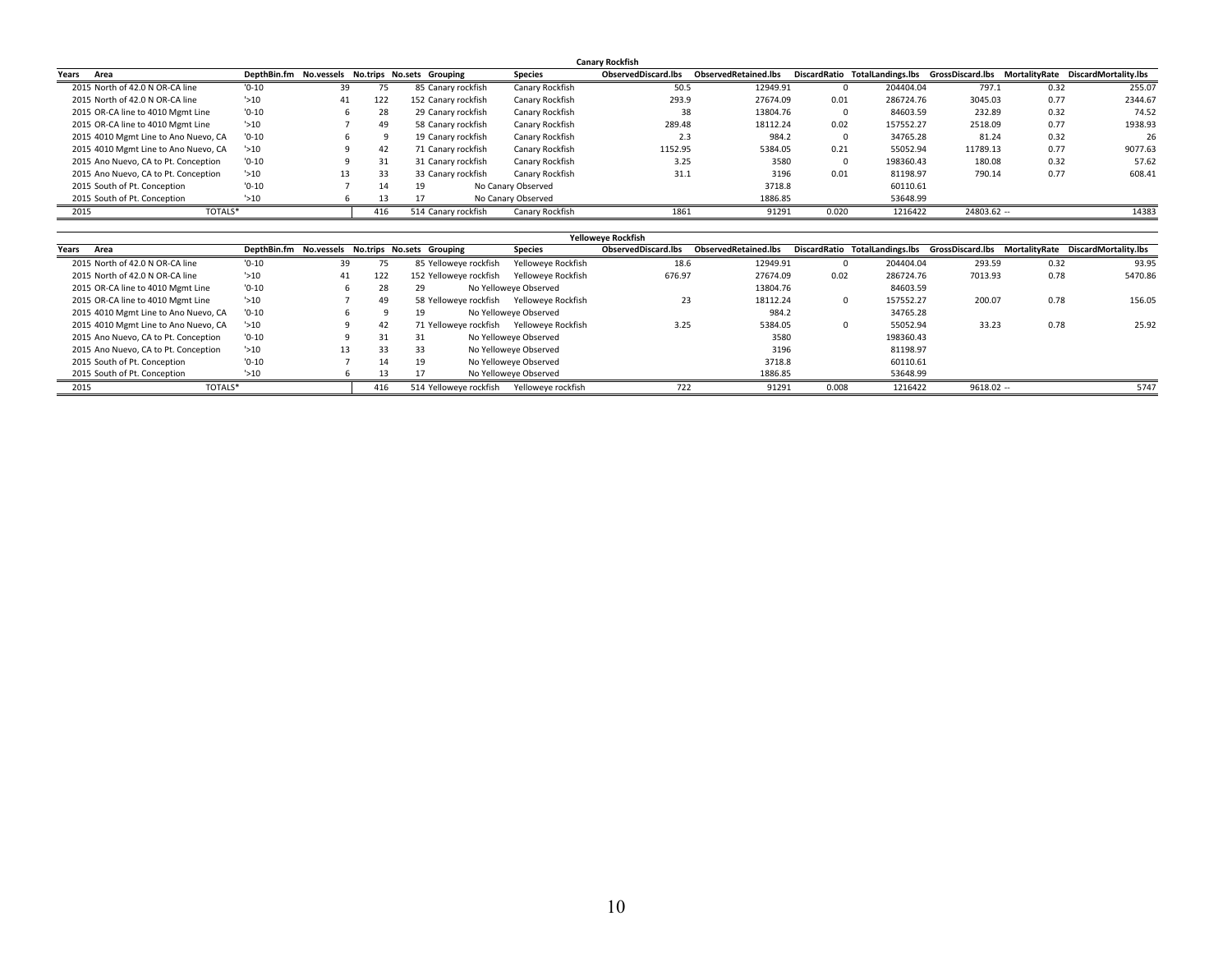## Canary Rockfish

| Years | Area | DepthBin.fm | No.vessels | No.trips | No.sets | Grouping | Species | ObservedDiscard.lbs | ObservedRetained.lbs | DiscardRatio | TotalLandings.lbs | GrossDiscard.lbs | MortalityRate | DiscardMortality.lbs |
|---|---|---|---|---|---|---|---|---|---|---|---|---|---|---|
| 2015 | North of 42.0 N OR-CA line | '0-10 | 39 | 75 | 85 | Canary rockfish | Canary Rockfish | 50.5 | 12949.91 | 0 | 204404.04 | 797.1 | 0.32 | 255.07 |
| 2015 | North of 42.0 N OR-CA line | '>10 | 41 | 122 | 152 | Canary rockfish | Canary Rockfish | 293.9 | 27674.09 | 0.01 | 286724.76 | 3045.03 | 0.77 | 2344.67 |
| 2015 | OR-CA line to 4010 Mgmt Line | '0-10 | 6 | 28 | 29 | Canary rockfish | Canary Rockfish | 38 | 13804.76 | 0 | 84603.59 | 232.89 | 0.32 | 74.52 |
| 2015 | OR-CA line to 4010 Mgmt Line | '>10 | 7 | 49 | 58 | Canary rockfish | Canary Rockfish | 289.48 | 18112.24 | 0.02 | 157552.27 | 2518.09 | 0.77 | 1938.93 |
| 2015 | 4010 Mgmt Line to Ano Nuevo, CA | '0-10 | 6 | 9 | 19 | Canary rockfish | Canary Rockfish | 2.3 | 984.2 | 0 | 34765.28 | 81.24 | 0.32 | 26 |
| 2015 | 4010 Mgmt Line to Ano Nuevo, CA | '>10 | 9 | 42 | 71 | Canary rockfish | Canary Rockfish | 1152.95 | 5384.05 | 0.21 | 55052.94 | 11789.13 | 0.77 | 9077.63 |
| 2015 | Ano Nuevo, CA to Pt. Conception | '0-10 | 9 | 31 | 31 | Canary rockfish | Canary Rockfish | 3.25 | 3580 | 0 | 198360.43 | 180.08 | 0.32 | 57.62 |
| 2015 | Ano Nuevo, CA to Pt. Conception | '>10 | 13 | 33 | 33 | Canary rockfish | Canary Rockfish | 31.1 | 3196 | 0.01 | 81198.97 | 790.14 | 0.77 | 608.41 |
| 2015 | South of Pt. Conception | '0-10 | 7 | 14 | 19 | No Canary Observed | | | 3718.8 | | 60110.61 | | | |
| 2015 | South of Pt. Conception | '>10 | 6 | 13 | 17 | No Canary Observed | | | 1886.85 | | 53648.99 | | | |
| 2015 | TOTALS* | | | 416 | 514 | Canary rockfish | Canary Rockfish | 1861 | 91291 | 0.020 | 1216422 | 24803.62 | -- | 14383 |

## Yelloweye Rockfish

| Years | Area | DepthBin.fm | No.vessels | No.trips | No.sets | Grouping | Species | ObservedDiscard.lbs | ObservedRetained.lbs | DiscardRatio | TotalLandings.lbs | GrossDiscard.lbs | MortalityRate | DiscardMortality.lbs |
|---|---|---|---|---|---|---|---|---|---|---|---|---|---|---|
| 2015 | North of 42.0 N OR-CA line | '0-10 | 39 | 75 | 85 | Yelloweye rockfish | Yelloweye Rockfish | 18.6 | 12949.91 | 0 | 204404.04 | 293.59 | 0.32 | 93.95 |
| 2015 | North of 42.0 N OR-CA line | '>10 | 41 | 122 | 152 | Yelloweye rockfish | Yelloweye Rockfish | 676.97 | 27674.09 | 0.02 | 286724.76 | 7013.93 | 0.78 | 5470.86 |
| 2015 | OR-CA line to 4010 Mgmt Line | '0-10 | 6 | 28 | 29 | No Yelloweye Observed | | | 13804.76 | | 84603.59 | | | |
| 2015 | OR-CA line to 4010 Mgmt Line | '>10 | 7 | 49 | 58 | Yelloweye rockfish | Yelloweye Rockfish | 23 | 18112.24 | 0 | 157552.27 | 200.07 | 0.78 | 156.05 |
| 2015 | 4010 Mgmt Line to Ano Nuevo, CA | '0-10 | 6 | 9 | 19 | No Yelloweye Observed | | | 984.2 | | 34765.28 | | | |
| 2015 | 4010 Mgmt Line to Ano Nuevo, CA | '>10 | 9 | 42 | 71 | Yelloweye rockfish | Yelloweye Rockfish | 3.25 | 5384.05 | 0 | 55052.94 | 33.23 | 0.78 | 25.92 |
| 2015 | Ano Nuevo, CA to Pt. Conception | '0-10 | 9 | 31 | 31 | No Yelloweye Observed | | | 3580 | | 198360.43 | | | |
| 2015 | Ano Nuevo, CA to Pt. Conception | '>10 | 13 | 33 | 33 | No Yelloweye Observed | | | 3196 | | 81198.97 | | | |
| 2015 | South of Pt. Conception | '0-10 | 7 | 14 | 19 | No Yelloweye Observed | | | 3718.8 | | 60110.61 | | | |
| 2015 | South of Pt. Conception | '>10 | 6 | 13 | 17 | No Yelloweye Observed | | | 1886.85 | | 53648.99 | | | |
| 2015 | TOTALS* | | | 416 | 514 | Yelloweye rockfish | Yelloweye rockfish | 722 | 91291 | 0.008 | 1216422 | 9618.02 | -- | 5747 |